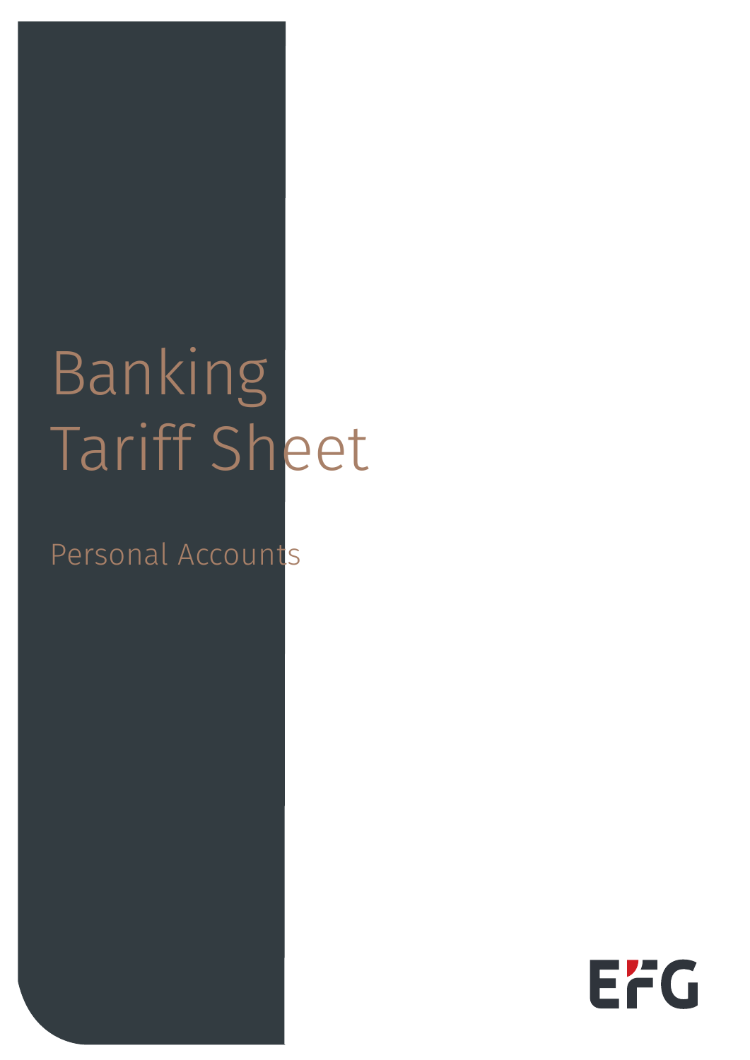# Banking Tariff Sheet

## Personal Accounts

EFG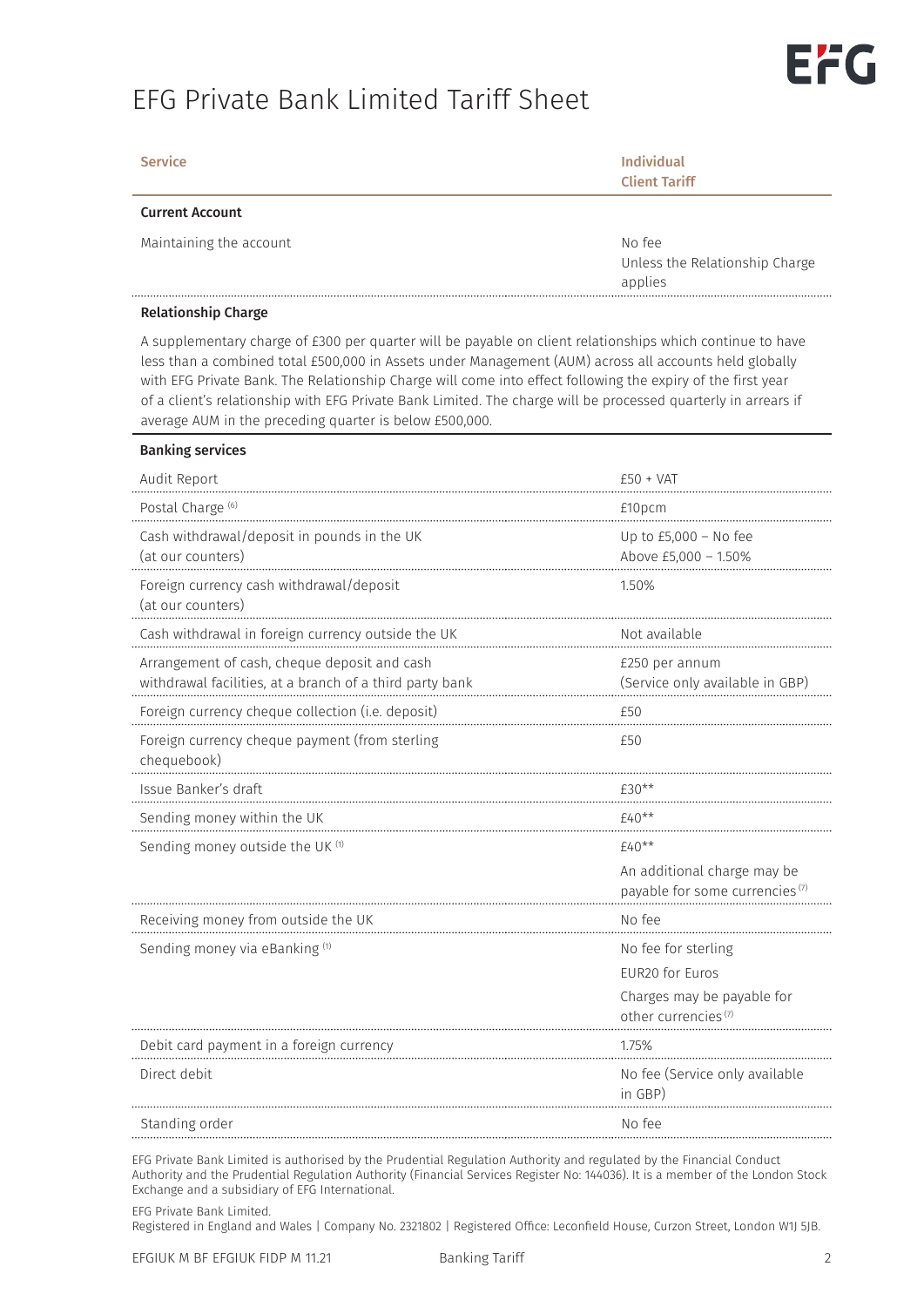# EFG Private Bank Limited Tariff Sheet

| Service | Individual Client Tariff |
|---|---|
| **Current Account** | |
| Maintaining the account | No fee<br>Unless the Relationship Charge applies |

**Relationship Charge**

A supplementary charge of £300 per quarter will be payable on client relationships which continue to have less than a combined total £500,000 in Assets under Management (AUM) across all accounts held globally with EFG Private Bank. The Relationship Charge will come into effect following the expiry of the first year of a client's relationship with EFG Private Bank Limited. The charge will be processed quarterly in arrears if average AUM in the preceding quarter is below £500,000.

| Service | Individual Client Tariff |
|---|---|
| **Banking services** | |
| Audit Report | £50 + VAT |
| Postal Charge [6] | £10pcm |
| Cash withdrawal/deposit in pounds in the UK (at our counters) | Up to £5,000 – No fee<br>Above £5,000 – 1.50% |
| Foreign currency cash withdrawal/deposit (at our counters) | 1.50% |
| Cash withdrawal in foreign currency outside the UK | Not available |
| Arrangement of cash, cheque deposit and cash withdrawal facilities, at a branch of a third party bank | £250 per annum<br>(Service only available in GBP) |
| Foreign currency cheque collection (i.e. deposit) | £50 |
| Foreign currency cheque payment (from sterling chequebook) | £50 |
| Issue Banker's draft | £30** |
| Sending money within the UK | £40** |
| Sending money outside the UK [1] | £40**<br>An additional charge may be payable for some currencies [7] |
| Receiving money from outside the UK | No fee |
| Sending money via eBanking [1] | No fee for sterling<br>EUR20 for Euros<br>Charges may be payable for other currencies [7] |
| Debit card payment in a foreign currency | 1.75% |
| Direct debit | No fee (Service only available in GBP) |
| Standing order | No fee |

EFG Private Bank Limited is authorised by the Prudential Regulation Authority and regulated by the Financial Conduct Authority and the Prudential Regulation Authority (Financial Services Register No: 144036). It is a member of the London Stock Exchange and a subsidiary of EFG International.

EFG Private Bank Limited.
Registered in England and Wales | Company No. 2321802 | Registered Office: Leconfield House, Curzon Street, London W1J 5JB.

EFGIUK M BF EFGIUK FIDP M 11.21 Banking Tariff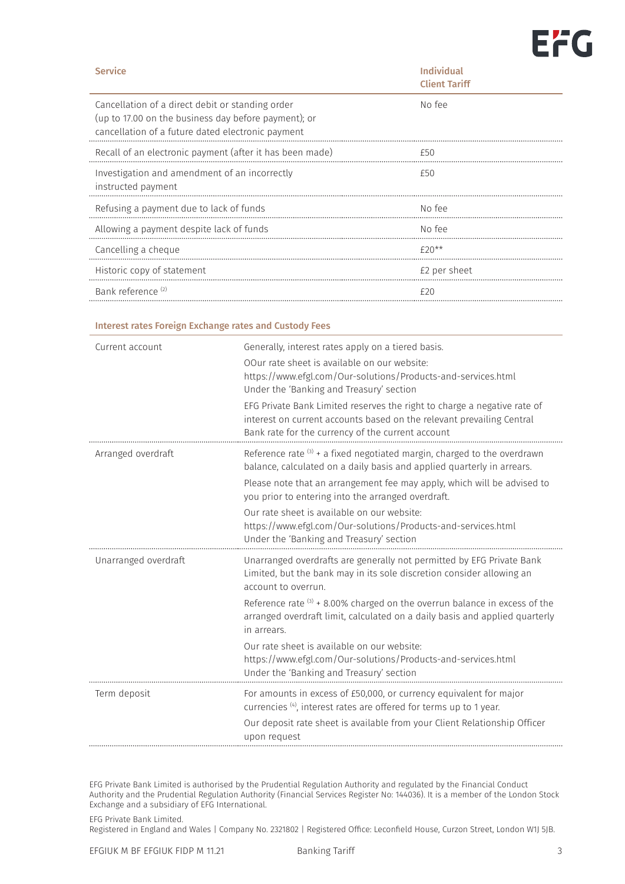| Service | Individual Client Tariff |
|---|---|
| Cancellation of a direct debit or standing order (up to 17.00 on the business day before payment); or cancellation of a future dated electronic payment | No fee |
| Recall of an electronic payment (after it has been made) | £50 |
| Investigation and amendment of an incorrectly instructed payment | £50 |
| Refusing a payment due to lack of funds | No fee |
| Allowing a payment despite lack of funds | No fee |
| Cancelling a cheque | £20** |
| Historic copy of statement | £2 per sheet |
| Bank reference [(2)] | £20 |

### Interest rates Foreign Exchange rates and Custody Fees

| | |
|---|---|
| Current account | Generally, interest rates apply on a tiered basis.<br>OOur rate sheet is available on our website: https://www.efgl.com/Our-solutions/Products-and-services.html Under the 'Banking and Treasury' section<br>EFG Private Bank Limited reserves the right to charge a negative rate of interest on current accounts based on the relevant prevailing Central Bank rate for the currency of the current account |
| Arranged overdraft | Reference rate [(3)] + a fixed negotiated margin, charged to the overdrawn balance, calculated on a daily basis and applied quarterly in arrears.<br>Please note that an arrangement fee may apply, which will be advised to you prior to entering into the arranged overdraft.<br>Our rate sheet is available on our website: https://www.efgl.com/Our-solutions/Products-and-services.html Under the 'Banking and Treasury' section |
| Unarranged overdraft | Unarranged overdrafts are generally not permitted by EFG Private Bank Limited, but the bank may in its sole discretion consider allowing an account to overrun.<br>Reference rate [(3)] + 8.00% charged on the overrun balance in excess of the arranged overdraft limit, calculated on a daily basis and applied quarterly in arrears.<br>Our rate sheet is available on our website: https://www.efgl.com/Our-solutions/Products-and-services.html Under the 'Banking and Treasury' section |
| Term deposit | For amounts in excess of £50,000, or currency equivalent for major currencies [(4)], interest rates are offered for terms up to 1 year.<br>Our deposit rate sheet is available from your Client Relationship Officer upon request |

EFG Private Bank Limited is authorised by the Prudential Regulation Authority and regulated by the Financial Conduct Authority and the Prudential Regulation Authority (Financial Services Register No: 144036). It is a member of the London Stock Exchange and a subsidiary of EFG International.

EFG Private Bank Limited.
Registered in England and Wales | Company No. 2321802 | Registered Office: Leconfield House, Curzon Street, London W1J 5JB.

EFGIUK M BF EFGIUK FIDP M 11.21 Banking Tariff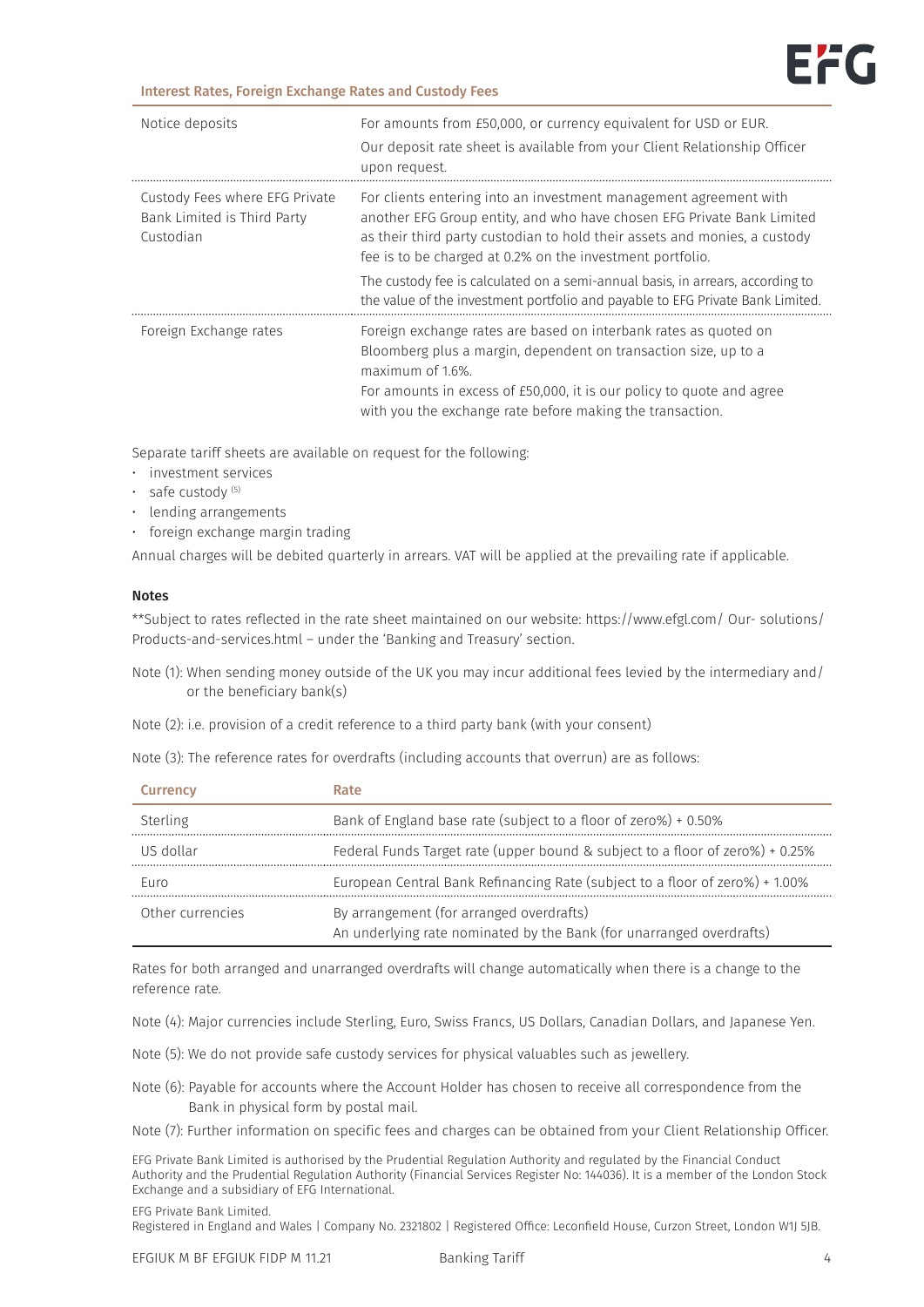## Interest Rates, Foreign Exchange Rates and Custody Fees

| | |
|---|---|
| Notice deposits | For amounts from £50,000, or currency equivalent for USD or EUR.<br>Our deposit rate sheet is available from your Client Relationship Officer upon request. |
| Custody Fees where EFG Private Bank Limited is Third Party Custodian | For clients entering into an investment management agreement with another EFG Group entity, and who have chosen EFG Private Bank Limited as their third party custodian to hold their assets and monies, a custody fee is to be charged at 0.2% on the investment portfolio.<br>The custody fee is calculated on a semi-annual basis, in arrears, according to the value of the investment portfolio and payable to EFG Private Bank Limited. |
| Foreign Exchange rates | Foreign exchange rates are based on interbank rates as quoted on Bloomberg plus a margin, dependent on transaction size, up to a maximum of 1.6%.<br>For amounts in excess of £50,000, it is our policy to quote and agree with you the exchange rate before making the transaction. |

Separate tariff sheets are available on request for the following:

- investment services
- safe custody [(5)]
- lending arrangements
- foreign exchange margin trading

Annual charges will be debited quarterly in arrears. VAT will be applied at the prevailing rate if applicable.

**Notes**

**Subject to rates reflected in the rate sheet maintained on our website: https://www.efgl.com/ Our- solutions/ Products-and-services.html – under the 'Banking and Treasury' section.

Note (1): When sending money outside of the UK you may incur additional fees levied by the intermediary and/ or the beneficiary bank(s)

Note (2): i.e. provision of a credit reference to a third party bank (with your consent)

Note (3): The reference rates for overdrafts (including accounts that overrun) are as follows:

| Currency | Rate |
|---|---|
| Sterling | Bank of England base rate (subject to a floor of zero%) + 0.50% |
| US dollar | Federal Funds Target rate (upper bound & subject to a floor of zero%) + 0.25% |
| Euro | European Central Bank Refinancing Rate (subject to a floor of zero%) + 1.00% |
| Other currencies | By arrangement (for arranged overdrafts)<br>An underlying rate nominated by the Bank (for unarranged overdrafts) |

Rates for both arranged and unarranged overdrafts will change automatically when there is a change to the reference rate.

Note (4): Major currencies include Sterling, Euro, Swiss Francs, US Dollars, Canadian Dollars, and Japanese Yen.

Note (5): We do not provide safe custody services for physical valuables such as jewellery.

Note (6): Payable for accounts where the Account Holder has chosen to receive all correspondence from the Bank in physical form by postal mail.

Note (7): Further information on specific fees and charges can be obtained from your Client Relationship Officer.

EFG Private Bank Limited is authorised by the Prudential Regulation Authority and regulated by the Financial Conduct Authority and the Prudential Regulation Authority (Financial Services Register No: 144036). It is a member of the London Stock Exchange and a subsidiary of EFG International.

EFG Private Bank Limited.
Registered in England and Wales | Company No. 2321802 | Registered Office: Leconfield House, Curzon Street, London W1J 5JB.

EFGIUK M BF EFGIUK FIDP M 11.21 Banking Tariff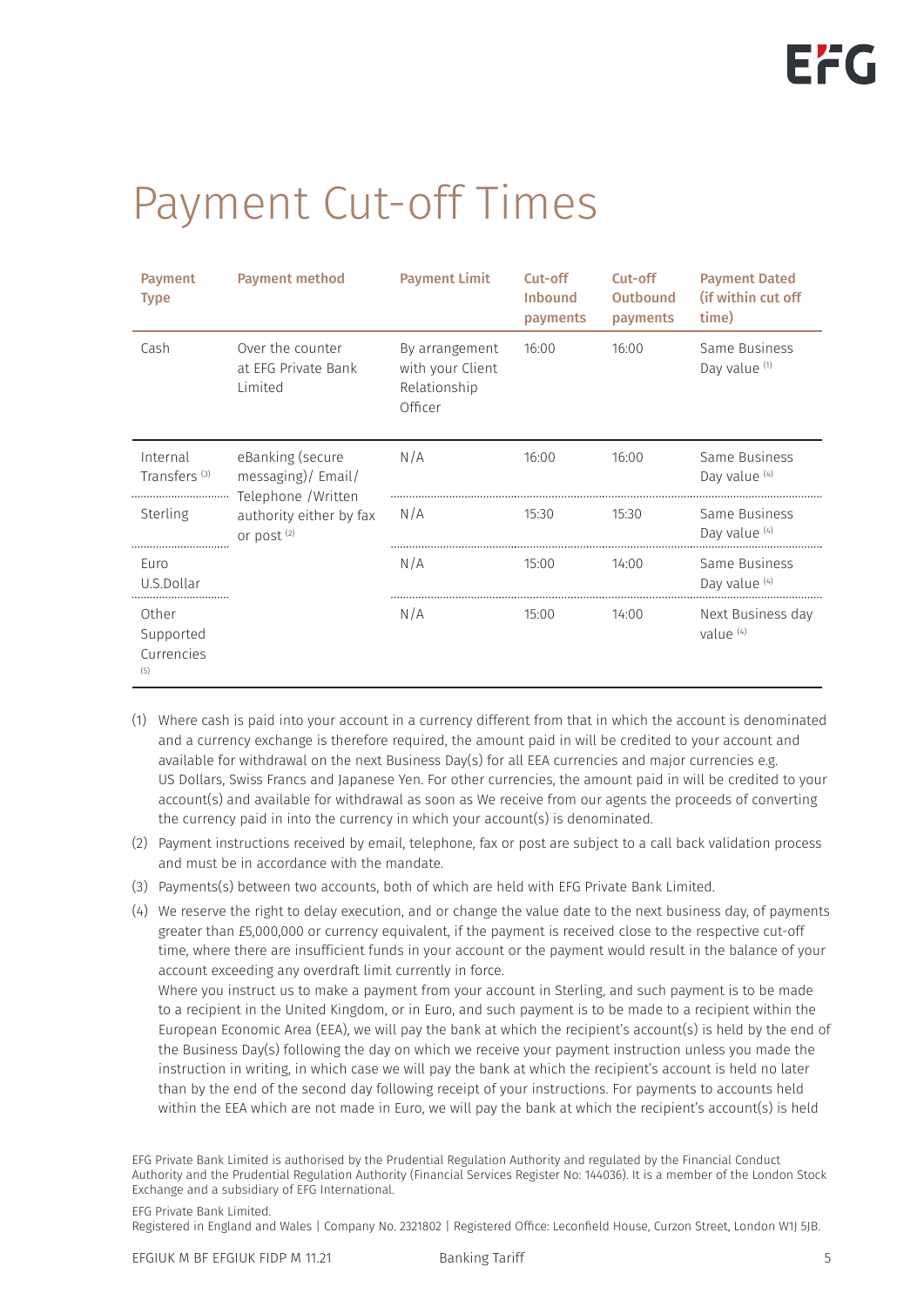# Payment Cut-off Times

| Payment Type | Payment method | Payment Limit | Cut-off Inbound payments | Cut-off Outbound payments | Payment Dated (if within cut off time) |
|---|---|---|---|---|---|
| Cash | Over the counter at EFG Private Bank Limited | By arrangement with your Client Relationship Officer | 16:00 | 16:00 | Same Business Day value [1] |
| Internal Transfers [3] | eBanking (secure messaging)/ Email/ Telephone /Written authority either by fax or post [2] | N/A | 16:00 | 16:00 | Same Business Day value [4] |
| Sterling | | N/A | 15:30 | 15:30 | Same Business Day value [4] |
| Euro U.S.Dollar | | N/A | 15:00 | 14:00 | Same Business Day value [4] |
| Other Supported Currencies [5] | | N/A | 15:00 | 14:00 | Next Business day value [4] |

(1) Where cash is paid into your account in a currency different from that in which the account is denominated and a currency exchange is therefore required, the amount paid in will be credited to your account and available for withdrawal on the next Business Day(s) for all EEA currencies and major currencies e.g. US Dollars, Swiss Francs and Japanese Yen. For other currencies, the amount paid in will be credited to your account(s) and available for withdrawal as soon as We receive from our agents the proceeds of converting the currency paid in into the currency in which your account(s) is denominated.

(2) Payment instructions received by email, telephone, fax or post are subject to a call back validation process and must be in accordance with the mandate.

(3) Payments(s) between two accounts, both of which are held with EFG Private Bank Limited.

(4) We reserve the right to delay execution, and or change the value date to the next business day, of payments greater than £5,000,000 or currency equivalent, if the payment is received close to the respective cut-off time, where there are insufficient funds in your account or the payment would result in the balance of your account exceeding any overdraft limit currently in force.
Where you instruct us to make a payment from your account in Sterling, and such payment is to be made to a recipient in the United Kingdom, or in Euro, and such payment is to be made to a recipient within the European Economic Area (EEA), we will pay the bank at which the recipient's account(s) is held by the end of the Business Day(s) following the day on which we receive your payment instruction unless you made the instruction in writing, in which case we will pay the bank at which the recipient's account is held no later than by the end of the second day following receipt of your instructions. For payments to accounts held within the EEA which are not made in Euro, we will pay the bank at which the recipient's account(s) is held

EFG Private Bank Limited is authorised by the Prudential Regulation Authority and regulated by the Financial Conduct Authority and the Prudential Regulation Authority (Financial Services Register No: 144036). It is a member of the London Stock Exchange and a subsidiary of EFG International.

EFG Private Bank Limited.
Registered in England and Wales | Company No. 2321802 | Registered Office: Leconfield House, Curzon Street, London W1J 5JB.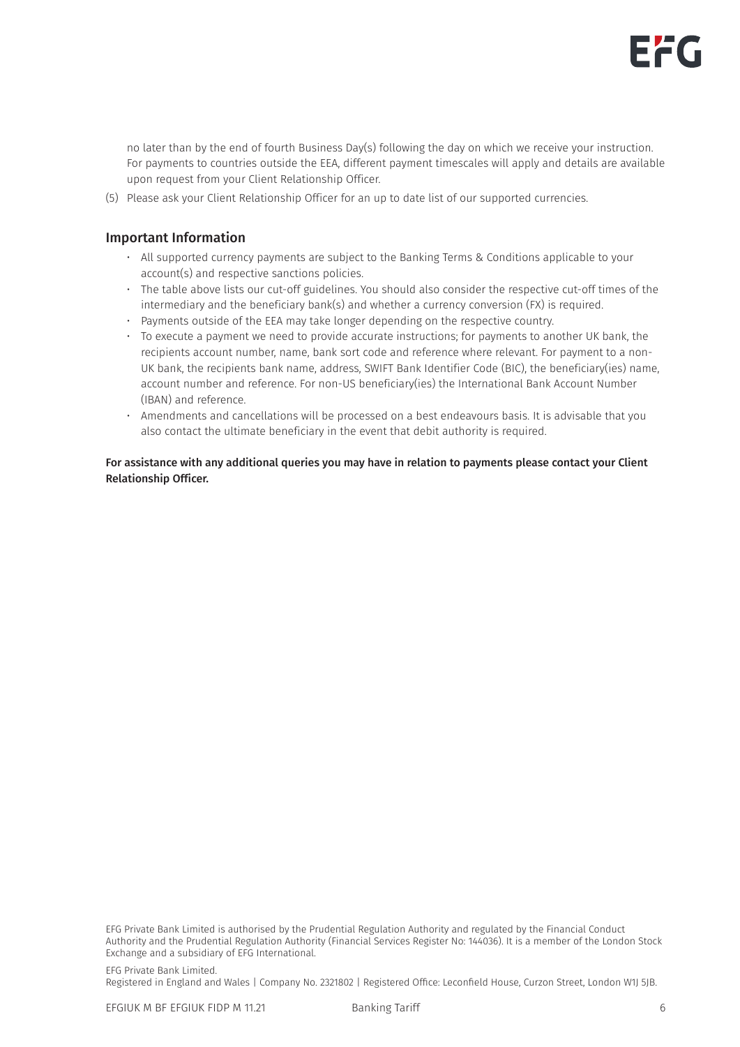no later than by the end of fourth Business Day(s) following the day on which we receive your instruction. For payments to countries outside the EEA, different payment timescales will apply and details are available upon request from your Client Relationship Officer.

(5) Please ask your Client Relationship Officer for an up to date list of our supported currencies.

## Important Information

- All supported currency payments are subject to the Banking Terms & Conditions applicable to your account(s) and respective sanctions policies.
- The table above lists our cut-off guidelines. You should also consider the respective cut-off times of the intermediary and the beneficiary bank(s) and whether a currency conversion (FX) is required.
- Payments outside of the EEA may take longer depending on the respective country.
- To execute a payment we need to provide accurate instructions; for payments to another UK bank, the recipients account number, name, bank sort code and reference where relevant. For payment to a non-UK bank, the recipients bank name, address, SWIFT Bank Identifier Code (BIC), the beneficiary(ies) name, account number and reference. For non-US beneficiary(ies) the International Bank Account Number (IBAN) and reference.
- Amendments and cancellations will be processed on a best endeavours basis. It is advisable that you also contact the ultimate beneficiary in the event that debit authority is required.

**For assistance with any additional queries you may have in relation to payments please contact your Client Relationship Officer.**

EFG Private Bank Limited is authorised by the Prudential Regulation Authority and regulated by the Financial Conduct Authority and the Prudential Regulation Authority (Financial Services Register No: 144036). It is a member of the London Stock Exchange and a subsidiary of EFG International.

EFG Private Bank Limited.
Registered in England and Wales | Company No. 2321802 | Registered Office: Leconfield House, Curzon Street, London W1J 5JB.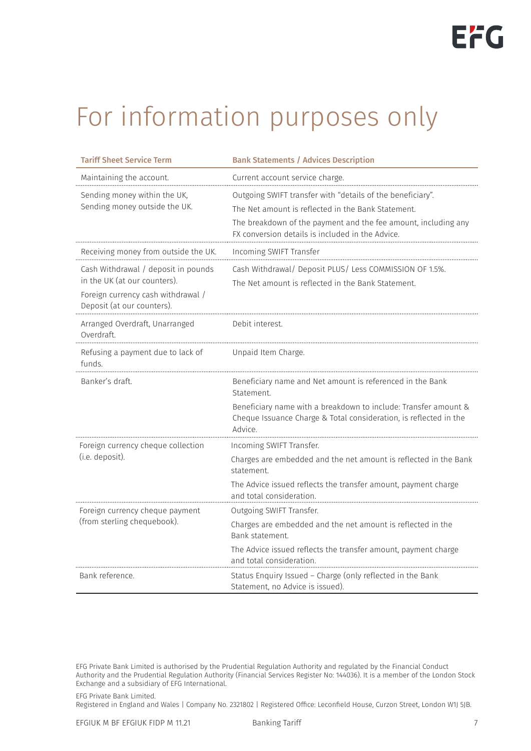# For information purposes only

| Tariff Sheet Service Term | Bank Statements / Advices Description |
|---|---|
| Maintaining the account. | Current account service charge. |
| Sending money within the UK, Sending money outside the UK. | Outgoing SWIFT transfer with "details of the beneficiary". The Net amount is reflected in the Bank Statement. The breakdown of the payment and the fee amount, including any FX conversion details is included in the Advice. |
| Receiving money from outside the UK. | Incoming SWIFT Transfer |
| Cash Withdrawal / deposit in pounds in the UK (at our counters). Foreign currency cash withdrawal / Deposit (at our counters). | Cash Withdrawal/ Deposit PLUS/ Less COMMISSION OF 1.5%. The Net amount is reflected in the Bank Statement. |
| Arranged Overdraft, Unarranged Overdraft. | Debit interest. |
| Refusing a payment due to lack of funds. | Unpaid Item Charge. |
| Banker's draft. | Beneficiary name and Net amount is referenced in the Bank Statement. Beneficiary name with a breakdown to include: Transfer amount & Cheque Issuance Charge & Total consideration, is reflected in the Advice. |
| Foreign currency cheque collection (i.e. deposit). | Incoming SWIFT Transfer. Charges are embedded and the net amount is reflected in the Bank statement. The Advice issued reflects the transfer amount, payment charge and total consideration. |
| Foreign currency cheque payment (from sterling chequebook). | Outgoing SWIFT Transfer. Charges are embedded and the net amount is reflected in the Bank statement. The Advice issued reflects the transfer amount, payment charge and total consideration. |
| Bank reference. | Status Enquiry Issued – Charge (only reflected in the Bank Statement, no Advice is issued). |

EFG Private Bank Limited is authorised by the Prudential Regulation Authority and regulated by the Financial Conduct Authority and the Prudential Regulation Authority (Financial Services Register No: 144036). It is a member of the London Stock Exchange and a subsidiary of EFG International.

EFG Private Bank Limited.
Registered in England and Wales | Company No. 2321802 | Registered Office: Leconfield House, Curzon Street, London W1J 5JB.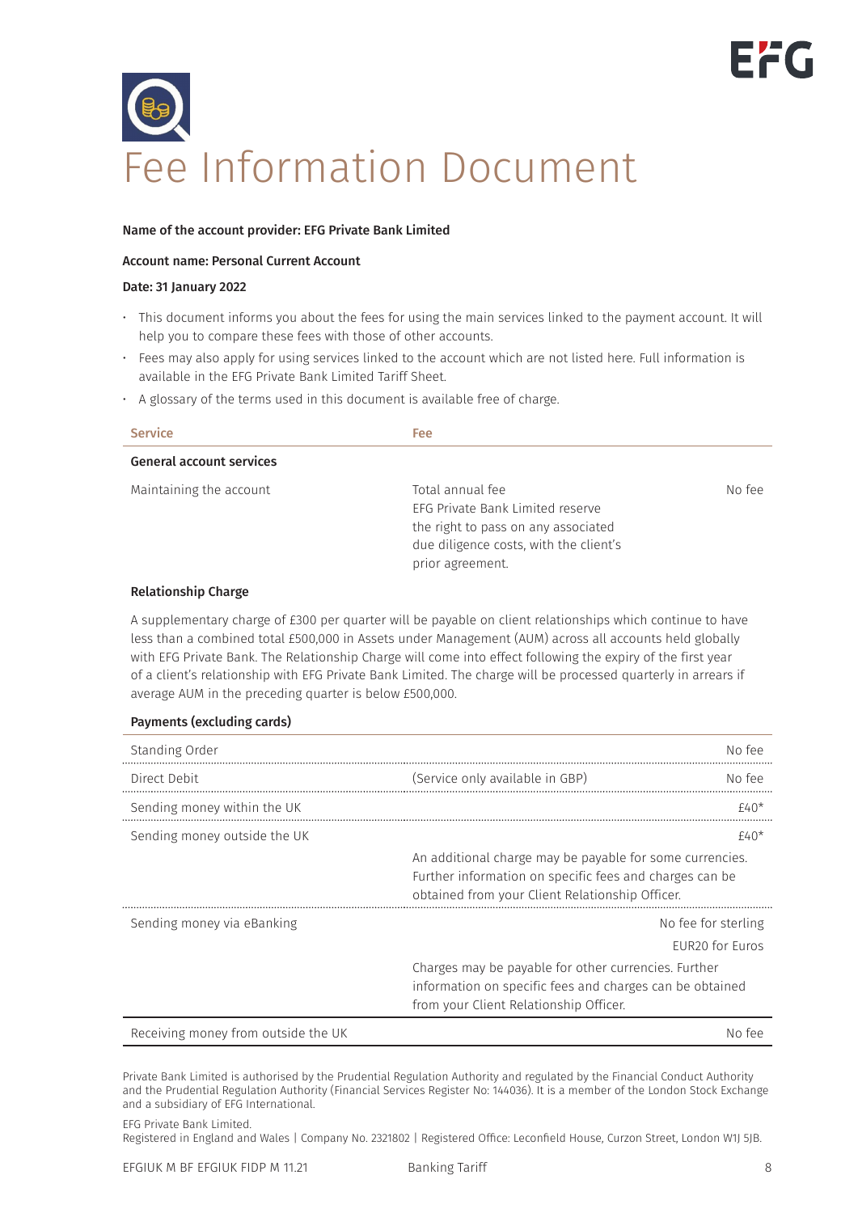# Fee Information Document

**Name of the account provider: EFG Private Bank Limited**

**Account name: Personal Current Account**

**Date: 31 January 2022**

- This document informs you about the fees for using the main services linked to the payment account. It will help you to compare these fees with those of other accounts.
- Fees may also apply for using services linked to the account which are not listed here. Full information is available in the EFG Private Bank Limited Tariff Sheet.
- A glossary of the terms used in this document is available free of charge.

| Service | Fee | |
|---|---|---|
| **General account services** | | |
| Maintaining the account | Total annual fee<br>EFG Private Bank Limited reserve the right to pass on any associated due diligence costs, with the client's prior agreement. | No fee |

**Relationship Charge**

A supplementary charge of £300 per quarter will be payable on client relationships which continue to have less than a combined total £500,000 in Assets under Management (AUM) across all accounts held globally with EFG Private Bank. The Relationship Charge will come into effect following the expiry of the first year of a client's relationship with EFG Private Bank Limited. The charge will be processed quarterly in arrears if average AUM in the preceding quarter is below £500,000.

**Payments (excluding cards)**

| Service | | Fee |
|---|---|---|
| Standing Order | | No fee |
| Direct Debit | (Service only available in GBP) | No fee |
| Sending money within the UK | | £40* |
| Sending money outside the UK | An additional charge may be payable for some currencies. Further information on specific fees and charges can be obtained from your Client Relationship Officer. | £40* |
| Sending money via eBanking | Charges may be payable for other currencies. Further information on specific fees and charges can be obtained from your Client Relationship Officer. | No fee for sterling<br>EUR20 for Euros |
| Receiving money from outside the UK | | No fee |

Private Bank Limited is authorised by the Prudential Regulation Authority and regulated by the Financial Conduct Authority and the Prudential Regulation Authority (Financial Services Register No: 144036). It is a member of the London Stock Exchange and a subsidiary of EFG International.

EFG Private Bank Limited.
Registered in England and Wales | Company No. 2321802 | Registered Office: Leconfield House, Curzon Street, London W1J 5JB.

EFGIUK M BF EFGIUK FIDP M 11.21 Banking Tariff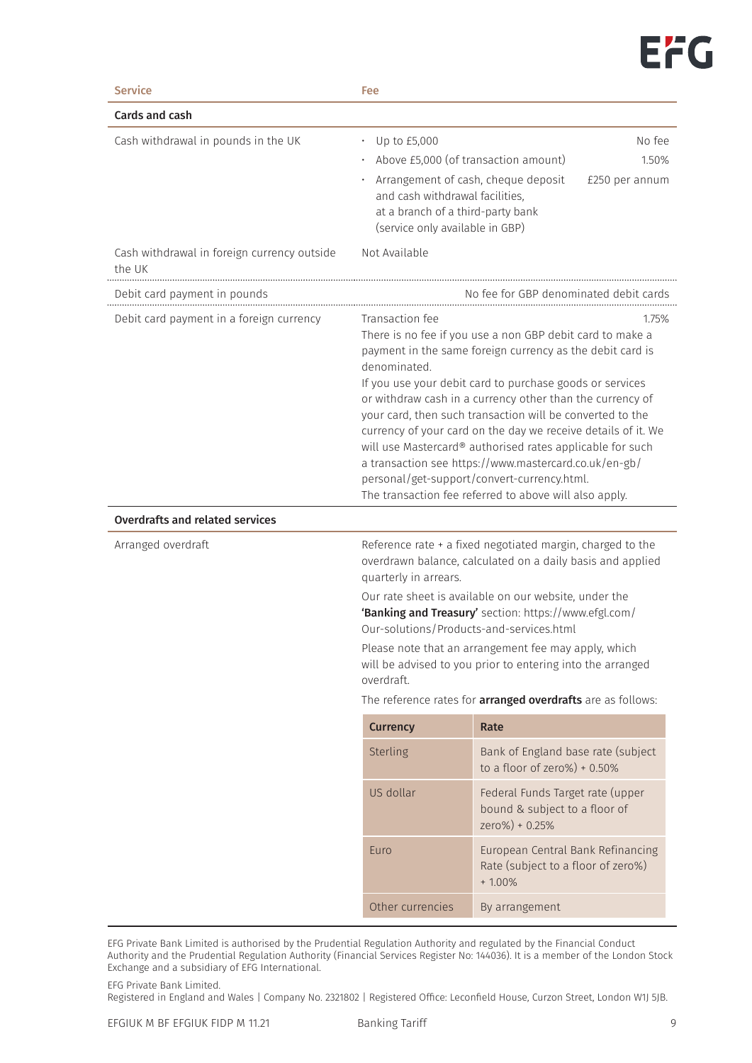| Service | Fee | |
|---|---|---|
| **Cards and cash** | | |
| Cash withdrawal in pounds in the UK | • Up to £5,000 | No fee |
| | • Above £5,000 (of transaction amount) | 1.50% |
| | • Arrangement of cash, cheque deposit and cash withdrawal facilities, at a branch of a third-party bank (service only available in GBP) | £250 per annum |
| Cash withdrawal in foreign currency outside the UK | Not Available | |
| Debit card payment in pounds | | No fee for GBP denominated debit cards |
| Debit card payment in a foreign currency | Transaction fee | 1.75% |
| | There is no fee if you use a non GBP debit card to make a payment in the same foreign currency as the debit card is denominated.<br>If you use your debit card to purchase goods or services or withdraw cash in a currency other than the currency of your card, then such transaction will be converted to the currency of your card on the day we receive details of it. We will use Mastercard® authorised rates applicable for such a transaction see https://www.mastercard.co.uk/en-gb/personal/get-support/convert-currency.html.<br>The transaction fee referred to above will also apply. | |
| **Overdrafts and related services** | | |
| Arranged overdraft | Reference rate + a fixed negotiated margin, charged to the overdrawn balance, calculated on a daily basis and applied quarterly in arrears.<br>Our rate sheet is available on our website, under the **'Banking and Treasury'** section: https://www.efgl.com/Our-solutions/Products-and-services.html<br>Please note that an arrangement fee may apply, which will be advised to you prior to entering into the arranged overdraft.<br>The reference rates for **arranged overdrafts** are as follows: | |

| Currency | Rate |
|---|---|
| Sterling | Bank of England base rate (subject to a floor of zero%) + 0.50% |
| US dollar | Federal Funds Target rate (upper bound & subject to a floor of zero%) + 0.25% |
| Euro | European Central Bank Refinancing Rate (subject to a floor of zero%) + 1.00% |
| Other currencies | By arrangement |

EFG Private Bank Limited is authorised by the Prudential Regulation Authority and regulated by the Financial Conduct Authority and the Prudential Regulation Authority (Financial Services Register No: 144036). It is a member of the London Stock Exchange and a subsidiary of EFG International.

EFG Private Bank Limited.
Registered in England and Wales | Company No. 2321802 | Registered Office: Leconfield House, Curzon Street, London W1J 5JB.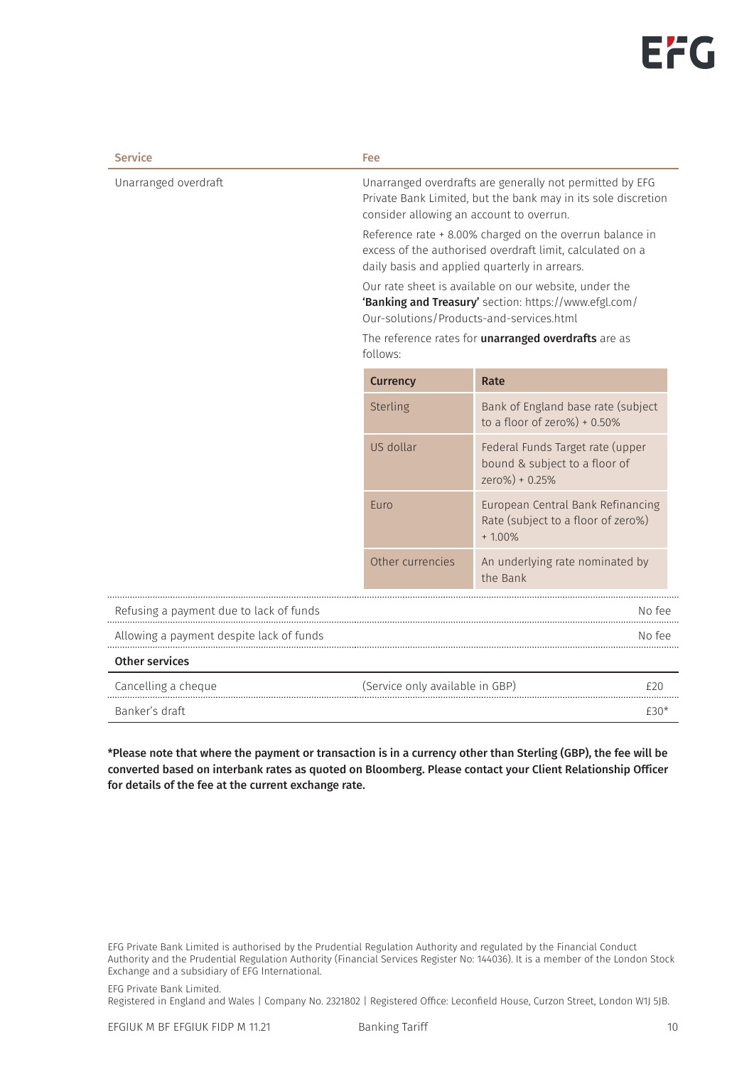| Service | Fee |
|---|---|
| Unarranged overdraft | Unarranged overdrafts are generally not permitted by EFG Private Bank Limited, but the bank may in its sole discretion consider allowing an account to overrun. Reference rate + 8.00% charged on the overrun balance in excess of the authorised overdraft limit, calculated on a daily basis and applied quarterly in arrears. Our rate sheet is available on our website, under the **'Banking and Treasury'** section: https://www.efgl.com/Our-solutions/Products-and-services.html The reference rates for **unarranged overdrafts** are as follows: |

| Currency | Rate |
|---|---|
| Sterling | Bank of England base rate (subject to a floor of zero%) + 0.50% |
| US dollar | Federal Funds Target rate (upper bound & subject to a floor of zero%) + 0.25% |
| Euro | European Central Bank Refinancing Rate (subject to a floor of zero%) + 1.00% |
| Other currencies | An underlying rate nominated by the Bank |

| Service | | Fee |
|---|---|---|
| Refusing a payment due to lack of funds | | No fee |
| Allowing a payment despite lack of funds | | No fee |
| **Other services** | | |
| Cancelling a cheque | (Service only available in GBP) | £20 |
| Banker's draft | | £30* |

**\*Please note that where the payment or transaction is in a currency other than Sterling (GBP), the fee will be converted based on interbank rates as quoted on Bloomberg. Please contact your Client Relationship Officer for details of the fee at the current exchange rate.**

EFG Private Bank Limited is authorised by the Prudential Regulation Authority and regulated by the Financial Conduct Authority and the Prudential Regulation Authority (Financial Services Register No: 144036). It is a member of the London Stock Exchange and a subsidiary of EFG International.

EFG Private Bank Limited.
Registered in England and Wales | Company No. 2321802 | Registered Office: Leconfield House, Curzon Street, London W1J 5JB.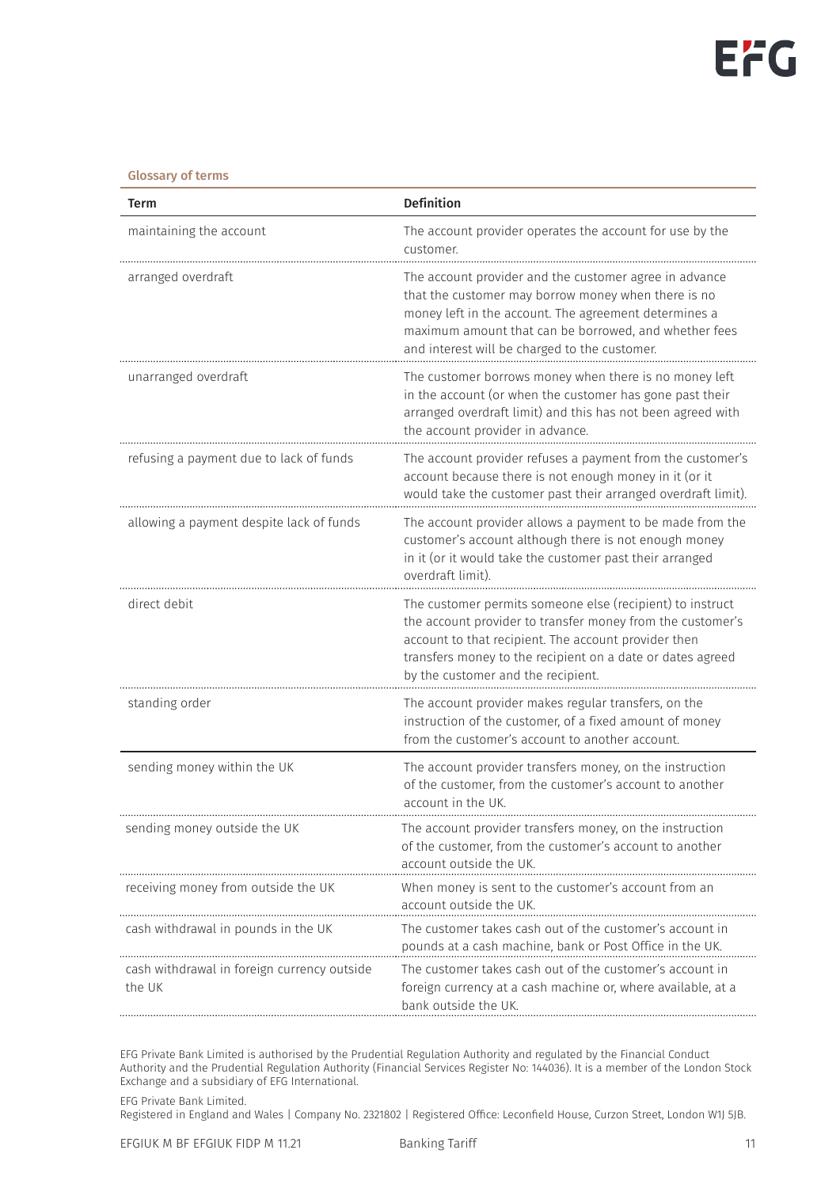## Glossary of terms

| Term | Definition |
|---|---|
| maintaining the account | The account provider operates the account for use by the customer. |
| arranged overdraft | The account provider and the customer agree in advance that the customer may borrow money when there is no money left in the account. The agreement determines a maximum amount that can be borrowed, and whether fees and interest will be charged to the customer. |
| unarranged overdraft | The customer borrows money when there is no money left in the account (or when the customer has gone past their arranged overdraft limit) and this has not been agreed with the account provider in advance. |
| refusing a payment due to lack of funds | The account provider refuses a payment from the customer's account because there is not enough money in it (or it would take the customer past their arranged overdraft limit). |
| allowing a payment despite lack of funds | The account provider allows a payment to be made from the customer's account although there is not enough money in it (or it would take the customer past their arranged overdraft limit). |
| direct debit | The customer permits someone else (recipient) to instruct the account provider to transfer money from the customer's account to that recipient. The account provider then transfers money to the recipient on a date or dates agreed by the customer and the recipient. |
| standing order | The account provider makes regular transfers, on the instruction of the customer, of a fixed amount of money from the customer's account to another account. |
| sending money within the UK | The account provider transfers money, on the instruction of the customer, from the customer's account to another account in the UK. |
| sending money outside the UK | The account provider transfers money, on the instruction of the customer, from the customer's account to another account outside the UK. |
| receiving money from outside the UK | When money is sent to the customer's account from an account outside the UK. |
| cash withdrawal in pounds in the UK | The customer takes cash out of the customer's account in pounds at a cash machine, bank or Post Office in the UK. |
| cash withdrawal in foreign currency outside the UK | The customer takes cash out of the customer's account in foreign currency at a cash machine or, where available, at a bank outside the UK. |

EFG Private Bank Limited is authorised by the Prudential Regulation Authority and regulated by the Financial Conduct Authority and the Prudential Regulation Authority (Financial Services Register No: 144036). It is a member of the London Stock Exchange and a subsidiary of EFG International.

EFG Private Bank Limited.
Registered in England and Wales | Company No. 2321802 | Registered Office: Leconfield House, Curzon Street, London W1J 5JB.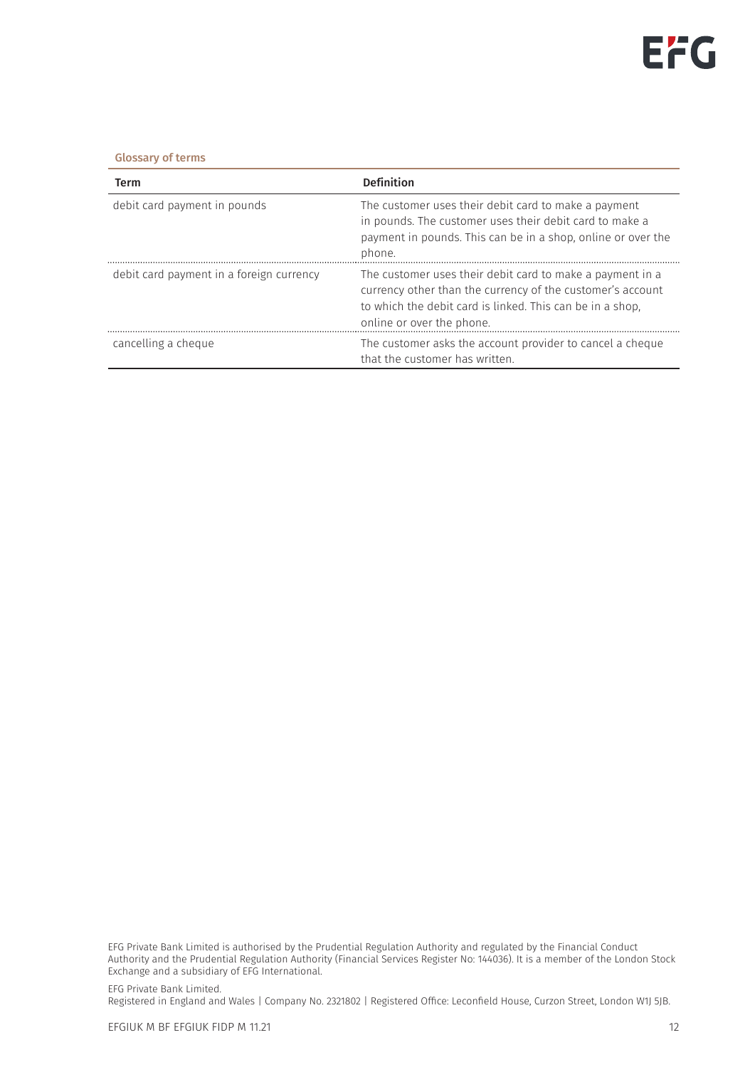## Glossary of terms

| Term | Definition |
| --- | --- |
| debit card payment in pounds | The customer uses their debit card to make a payment in pounds. The customer uses their debit card to make a payment in pounds. This can be in a shop, online or over the phone. |
| debit card payment in a foreign currency | The customer uses their debit card to make a payment in a currency other than the currency of the customer's account to which the debit card is linked. This can be in a shop, online or over the phone. |
| cancelling a cheque | The customer asks the account provider to cancel a cheque that the customer has written. |

EFG Private Bank Limited is authorised by the Prudential Regulation Authority and regulated by the Financial Conduct Authority and the Prudential Regulation Authority (Financial Services Register No: 144036). It is a member of the London Stock Exchange and a subsidiary of EFG International.

EFG Private Bank Limited.
Registered in England and Wales | Company No. 2321802 | Registered Office: Leconfield House, Curzon Street, London W1J 5JB.

EFGIUK M BF EFGIUK FIDP M 11.21